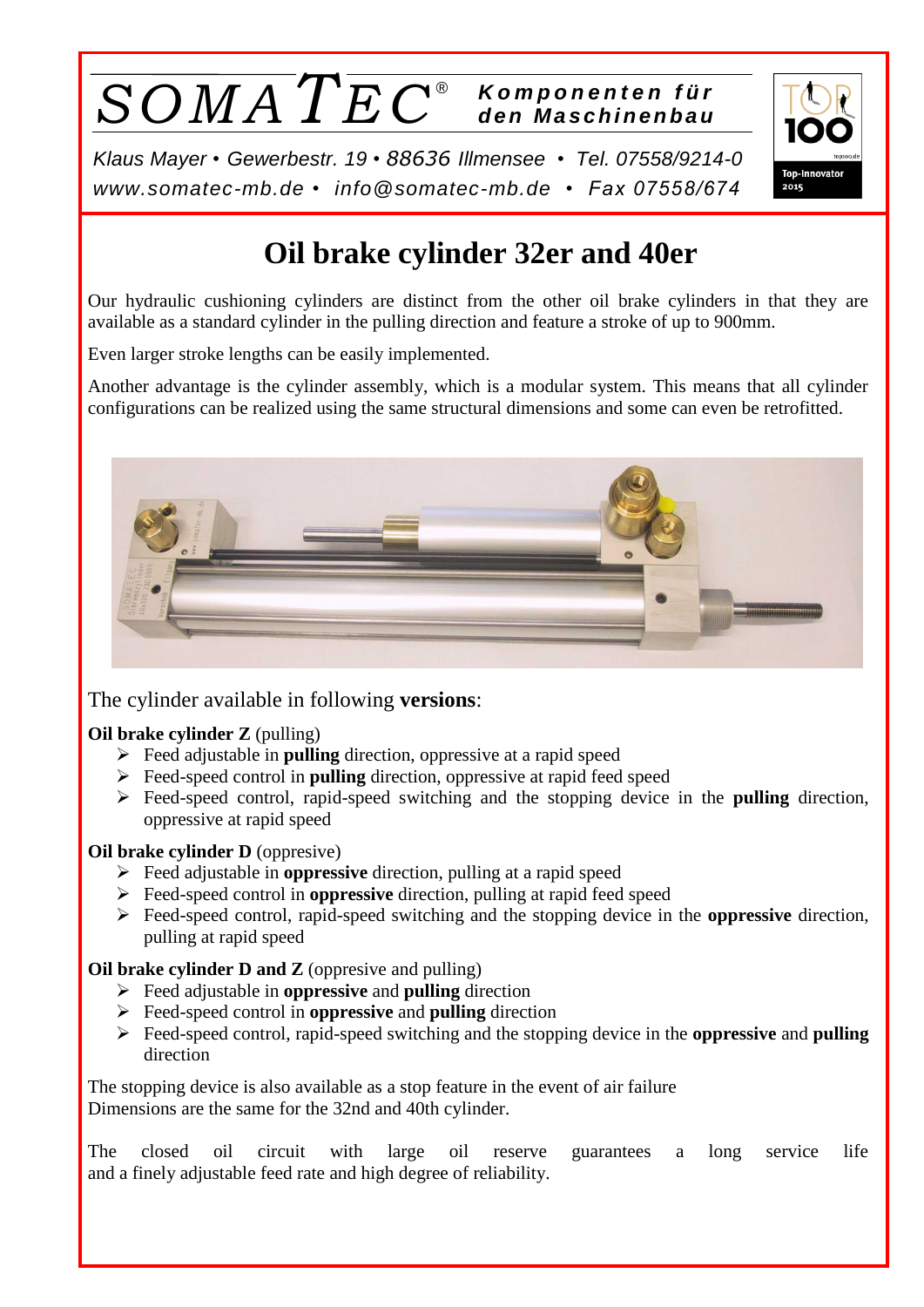SOMATEC® **Komponenten für den Maschinenbau**

*Klaus Mayer • Gewerbestr. 19 • 88636 Illmensee • Tel. 07558/9214-0*
*www.somatec-mb.de • info@somatec-mb.de • Fax 07558/674*

# Oil brake cylinder 32er and 40er

Our hydraulic cushioning cylinders are distinct from the other oil brake cylinders in that they are available as a standard cylinder in the pulling direction and feature a stroke of up to 900mm.

Even larger stroke lengths can be easily implemented.

Another advantage is the cylinder assembly, which is a modular system. This means that all cylinder configurations can be realized using the same structural dimensions and some can even be retrofitted.

The cylinder available in following **versions**:

**Oil brake cylinder Z** (pulling)

- Feed adjustable in **pulling** direction, oppressive at a rapid speed
- Feed-speed control in **pulling** direction, oppressive at rapid feed speed
- Feed-speed control, rapid-speed switching and the stopping device in the **pulling** direction, oppressive at rapid speed

**Oil brake cylinder D** (oppresive)

- Feed adjustable in **oppressive** direction, pulling at a rapid speed
- Feed-speed control in **oppressive** direction, pulling at rapid feed speed
- Feed-speed control, rapid-speed switching and the stopping device in the **oppressive** direction, pulling at rapid speed

**Oil brake cylinder D and Z** (oppresive and pulling)

- Feed adjustable in **oppressive** and **pulling** direction
- Feed-speed control in **oppressive** and **pulling** direction
- Feed-speed control, rapid-speed switching and the stopping device in the **oppressive** and **pulling** direction

The stopping device is also available as a stop feature in the event of air failure
Dimensions are the same for the 32nd and 40th cylinder.

The closed oil circuit with large oil reserve guarantees a long service life and a finely adjustable feed rate and high degree of reliability.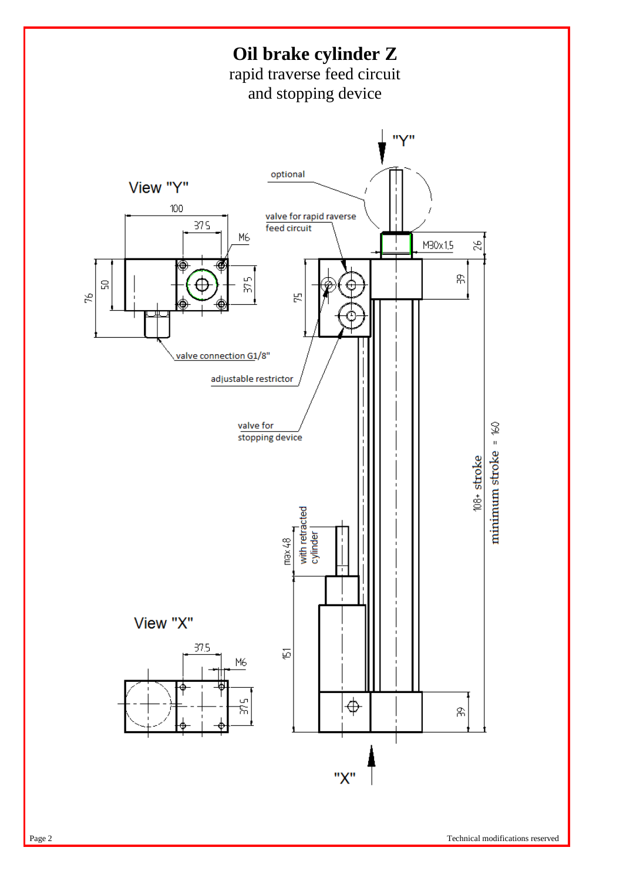# Oil brake cylinder Z

rapid traverse feed circuit
and stopping device

"Y"

View "Y"

100

37,5

M6

76

50

37,5

valve connection G1/8"

optional

valve for rapid raverse feed circuit

M30x1,5

26

39

75

adjustable restrictor

valve for stopping device

108+ stroke

minimum stroke = 160

max 48

with retracted cylinder

View "X"

37,5

M6

37,5

151

39

"X"

Technical modifications reserved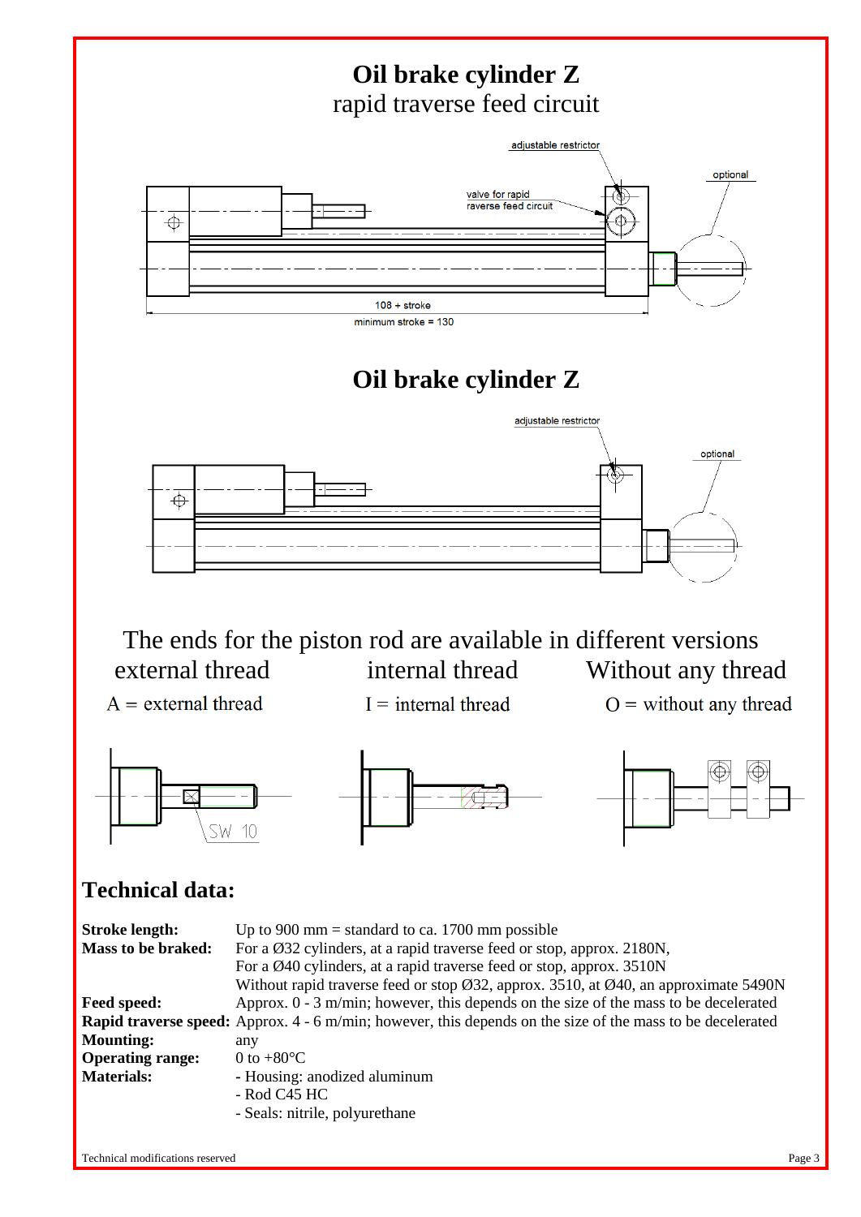# Oil brake cylinder Z

rapid traverse feed circuit

adjustable restrictor

optional

valve for rapid raverse feed circuit

108 + stroke

minimum stroke = 130

# Oil brake cylinder Z

adjustable restrictor

optional

The ends for the piston rod are available in different versions

| external thread | internal thread | Without any thread |
|---|---|---|
| A = external thread | I = internal thread | O = without any thread |

SW 10

## Technical data:

| | |
|---|---|
| **Stroke length:** | Up to 900 mm = standard to ca. 1700 mm possible |
| **Mass to be braked:** | For a Ø32 cylinders, at a rapid traverse feed or stop, approx. 2180N, |
| | For a Ø40 cylinders, at a rapid traverse feed or stop, approx. 3510N |
| | Without rapid traverse feed or stop Ø32, approx. 3510, at Ø40, an approximate 5490N |
| **Feed speed:** | Approx. 0 - 3 m/min; however, this depends on the size of the mass to be decelerated |
| **Rapid traverse speed:** | Approx. 4 - 6 m/min; however, this depends on the size of the mass to be decelerated |
| **Mounting:** | any |
| **Operating range:** | 0 to +80°C |
| **Materials:** | - Housing: anodized aluminum |
| | - Rod C45 HC |
| | - Seals: nitrile, polyurethane |

Technical modifications reserved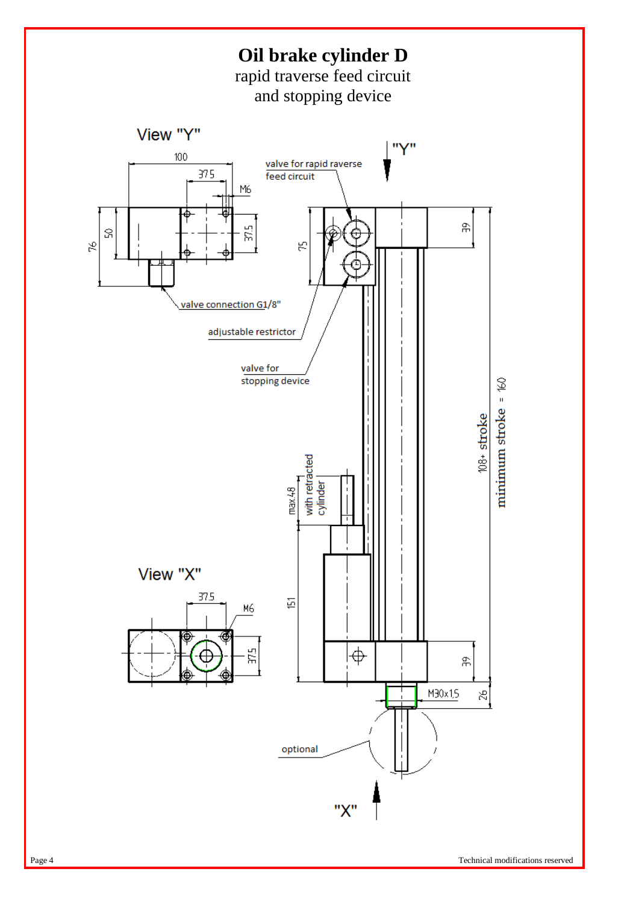# Oil brake cylinder D

rapid traverse feed circuit
and stopping device

View "Y"

100

37,5

M6

76

50

37,5

valve connection G1/8"

valve for rapid raverse feed circuit

"Y"

75

39

adjustable restrictor

valve for stopping device

max.48 with retracted cylinder

108+ stroke

minimum stroke = 160

View "X"

37,5

M6

37,5

151

39

M30x1,5

26

optional

"X"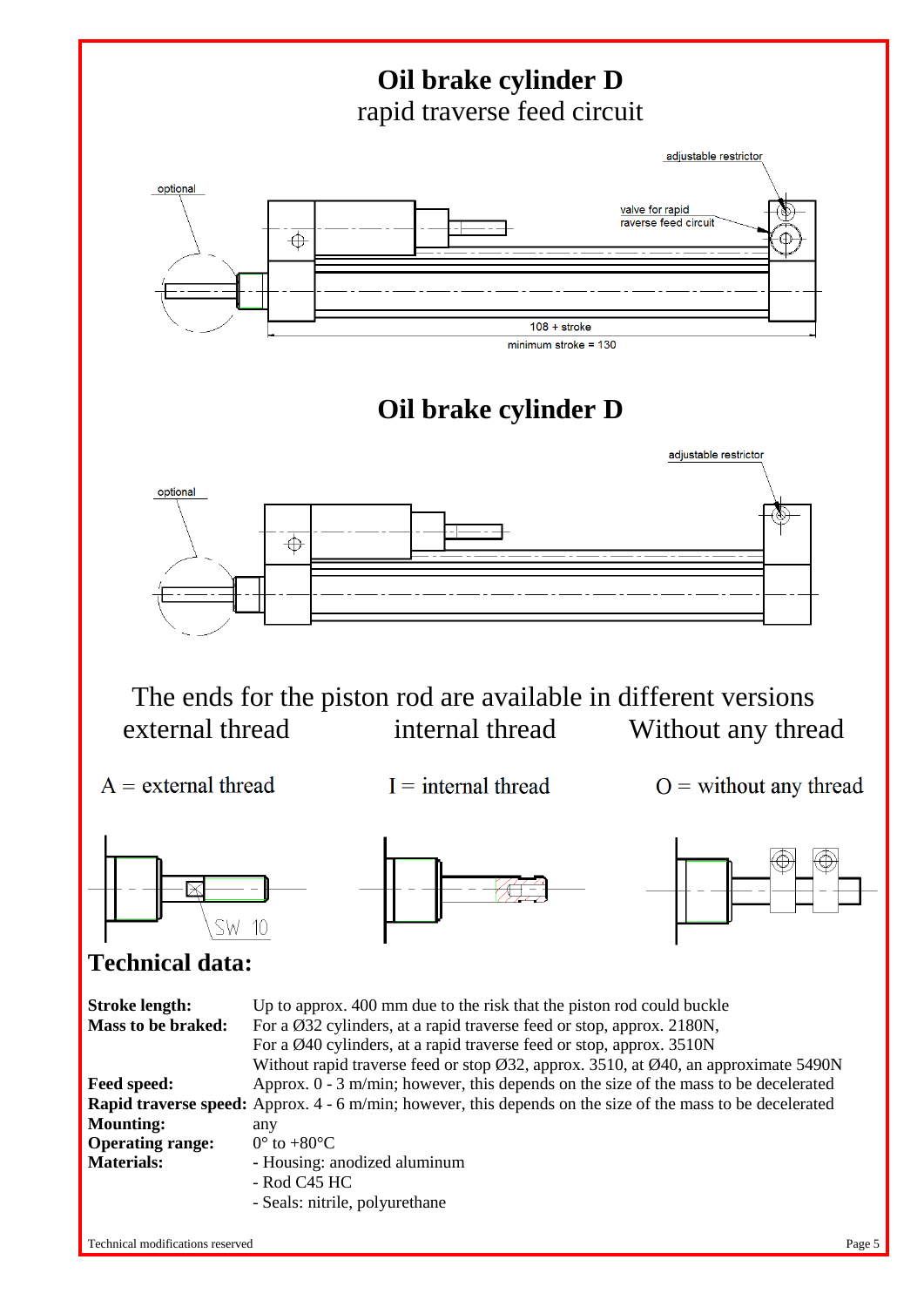# Oil brake cylinder D

rapid traverse feed circuit

optional

adjustable restrictor

valve for rapid raverse feed circuit

108 + stroke

minimum stroke = 130

# Oil brake cylinder D

optional

adjustable restrictor

The ends for the piston rod are available in different versions

external thread internal thread Without any thread

A = external thread I = internal thread O = without any thread

SW 10

## Technical data:

**Stroke length:** Up to approx. 400 mm due to the risk that the piston rod could buckle

**Mass to be braked:** For a Ø32 cylinders, at a rapid traverse feed or stop, approx. 2180N,
For a Ø40 cylinders, at a rapid traverse feed or stop, approx. 3510N
Without rapid traverse feed or stop Ø32, approx. 3510, at Ø40, an approximate 5490N

**Feed speed:** Approx. 0 - 3 m/min; however, this depends on the size of the mass to be decelerated

**Rapid traverse speed:** Approx. 4 - 6 m/min; however, this depends on the size of the mass to be decelerated

**Mounting:** any

**Operating range:** 0° to +80°C

**Materials:**
- Housing: anodized aluminum
- Rod C45 HC
- Seals: nitrile, polyurethane

Technical modifications reserved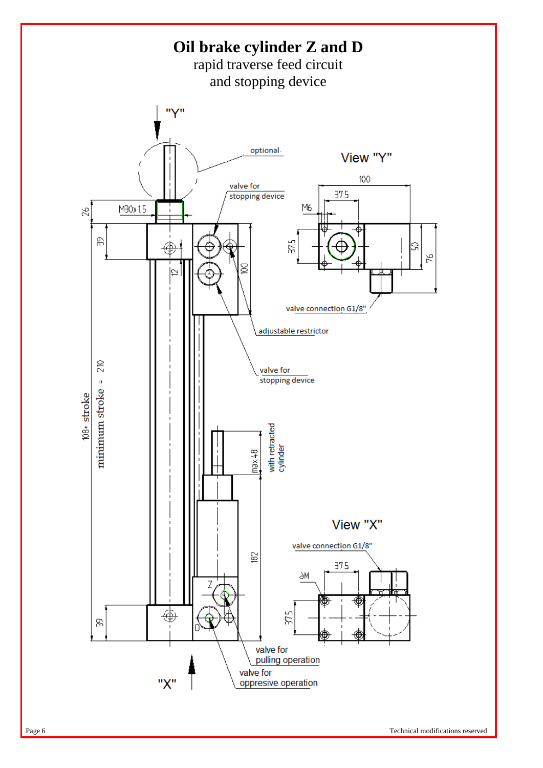# Oil brake cylinder Z and D

rapid traverse feed circuit
and stopping device

"Y"

optional

View "Y"

100

37.5

M6

37.5

50

76

valve connection G1/8"

valve for
stopping device

M30x1.5

26

39

12

100

adjustable restrictor

valve for
stopping device

108+ stroke

minimum stroke = 210

max.48

with retracted
cylinder

182

View "X"

valve connection G1/8"

37.5

M8

37.5

Z

D

39

valve for
pulling operation

valve for
oppresive operation

"X"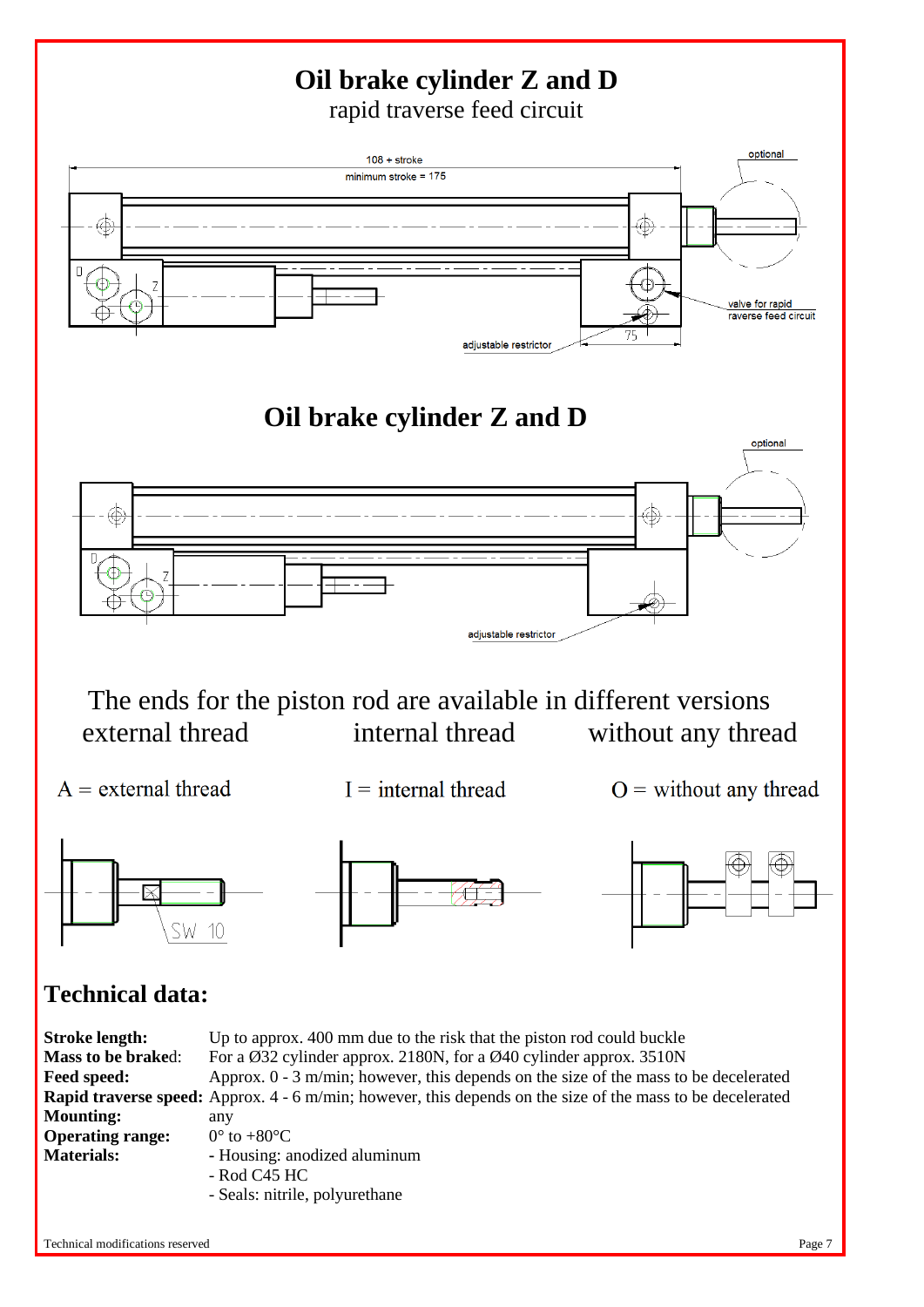# Oil brake cylinder Z and D

rapid traverse feed circuit

108 + stroke

minimum stroke = 175

optional

valve for rapid raverse feed circuit

adjustable restrictor

75

# Oil brake cylinder Z and D

optional

adjustable restrictor

The ends for the piston rod are available in different versions

external thread    internal thread    without any thread

A = external thread    I = internal thread    O = without any thread

SW 10

## Technical data:

**Stroke length:** Up to approx. 400 mm due to the risk that the piston rod could buckle

**Mass to be brake**d: For a Ø32 cylinder approx. 2180N, for a Ø40 cylinder approx. 3510N

**Feed speed:** Approx. 0 - 3 m/min; however, this depends on the size of the mass to be decelerated

**Rapid traverse speed:** Approx. 4 - 6 m/min; however, this depends on the size of the mass to be decelerated

**Mounting:** any

**Operating range:** 0° to +80°C

**Materials:**
- Housing: anodized aluminum
- Rod C45 HC
- Seals: nitrile, polyurethane

Technical modifications reserved